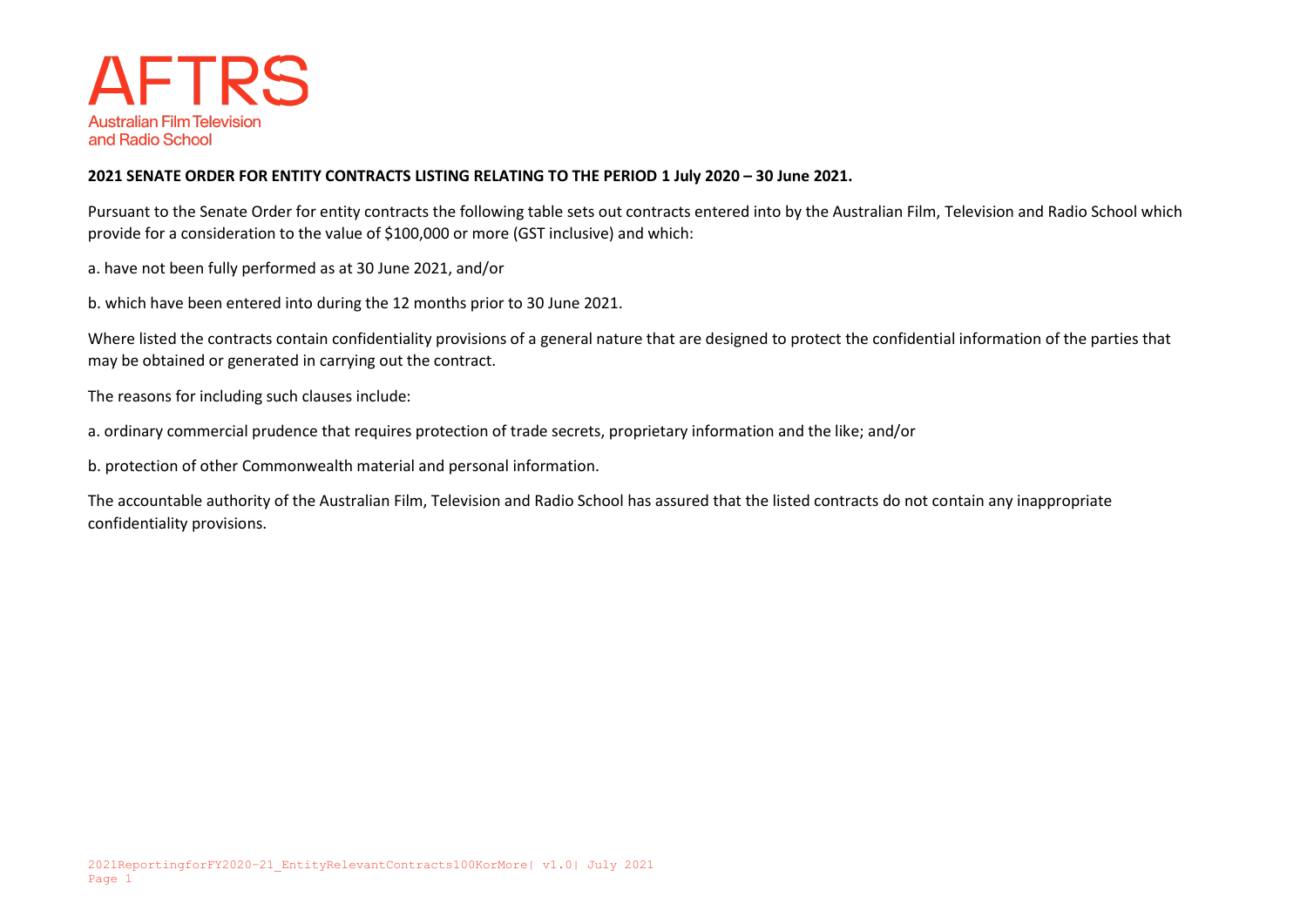AFTRS
Australian Film Television and Radio School

**2021 SENATE ORDER FOR ENTITY CONTRACTS LISTING RELATING TO THE PERIOD 1 July 2020 – 30 June 2021.**

Pursuant to the Senate Order for entity contracts the following table sets out contracts entered into by the Australian Film, Television and Radio School which provide for a consideration to the value of $100,000 or more (GST inclusive) and which:

a. have not been fully performed as at 30 June 2021, and/or

b. which have been entered into during the 12 months prior to 30 June 2021.

Where listed the contracts contain confidentiality provisions of a general nature that are designed to protect the confidential information of the parties that may be obtained or generated in carrying out the contract.

The reasons for including such clauses include:

a. ordinary commercial prudence that requires protection of trade secrets, proprietary information and the like; and/or

b. protection of other Commonwealth material and personal information.

The accountable authority of the Australian Film, Television and Radio School has assured that the listed contracts do not contain any inappropriate confidentiality provisions.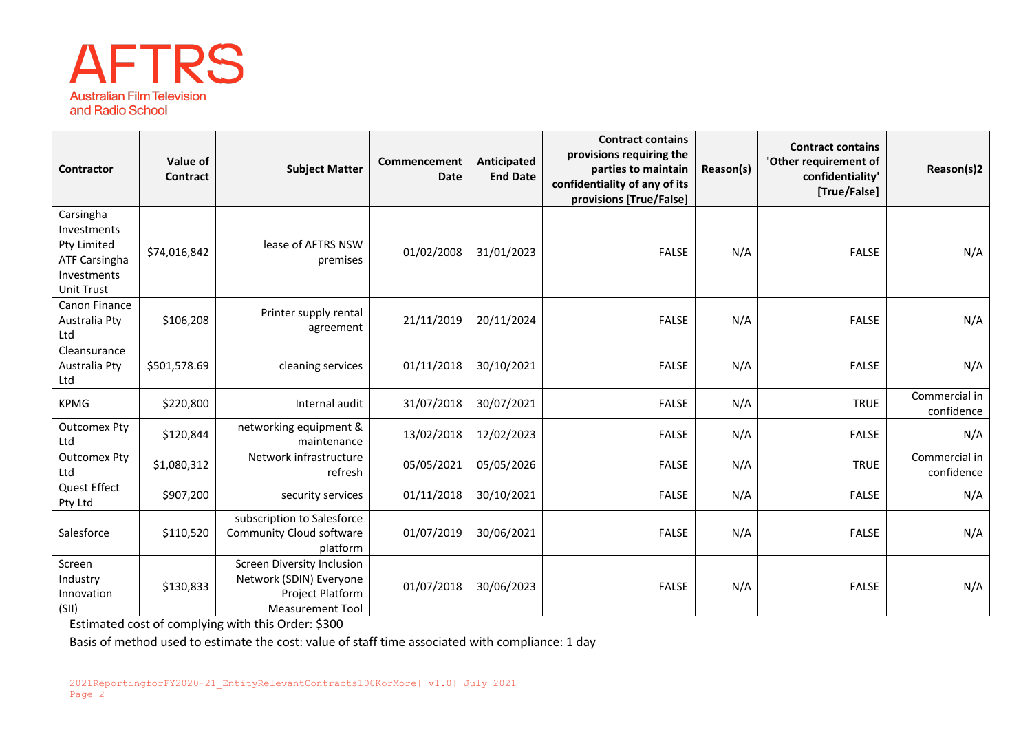AFTRS

Australian Film Television and Radio School

| Contractor | Value of Contract | Subject Matter | Commencement Date | Anticipated End Date | Contract contains provisions requiring the parties to maintain confidentiality of any of its provisions [True/False] | Reason(s) | Contract contains 'Other requirement of confidentiality' [True/False] | Reason(s)2 |
|---|---|---|---|---|---|---|---|---|
| Carsingha Investments Pty Limited ATF Carsingha Investments Unit Trust | $74,016,842 | lease of AFTRS NSW premises | 01/02/2008 | 31/01/2023 | FALSE | N/A | FALSE | N/A |
| Canon Finance Australia Pty Ltd | $106,208 | Printer supply rental agreement | 21/11/2019 | 20/11/2024 | FALSE | N/A | FALSE | N/A |
| Cleansurance Australia Pty Ltd | $501,578.69 | cleaning services | 01/11/2018 | 30/10/2021 | FALSE | N/A | FALSE | N/A |
| KPMG | $220,800 | Internal audit | 31/07/2018 | 30/07/2021 | FALSE | N/A | TRUE | Commercial in confidence |
| Outcomex Pty Ltd | $120,844 | networking equipment & maintenance | 13/02/2018 | 12/02/2023 | FALSE | N/A | FALSE | N/A |
| Outcomex Pty Ltd | $1,080,312 | Network infrastructure refresh | 05/05/2021 | 05/05/2026 | FALSE | N/A | TRUE | Commercial in confidence |
| Quest Effect Pty Ltd | $907,200 | security services | 01/11/2018 | 30/10/2021 | FALSE | N/A | FALSE | N/A |
| Salesforce | $110,520 | subscription to Salesforce Community Cloud software platform | 01/07/2019 | 30/06/2021 | FALSE | N/A | FALSE | N/A |
| Screen Industry Innovation (SII) | $130,833 | Screen Diversity Inclusion Network (SDIN) Everyone Project Platform Measurement Tool | 01/07/2018 | 30/06/2023 | FALSE | N/A | FALSE | N/A |

Estimated cost of complying with this Order: $300

Basis of method used to estimate the cost: value of staff time associated with compliance: 1 day

2021ReportingforFY2020-21_EntityRelevantContracts100KorMore| v1.0| July 2021